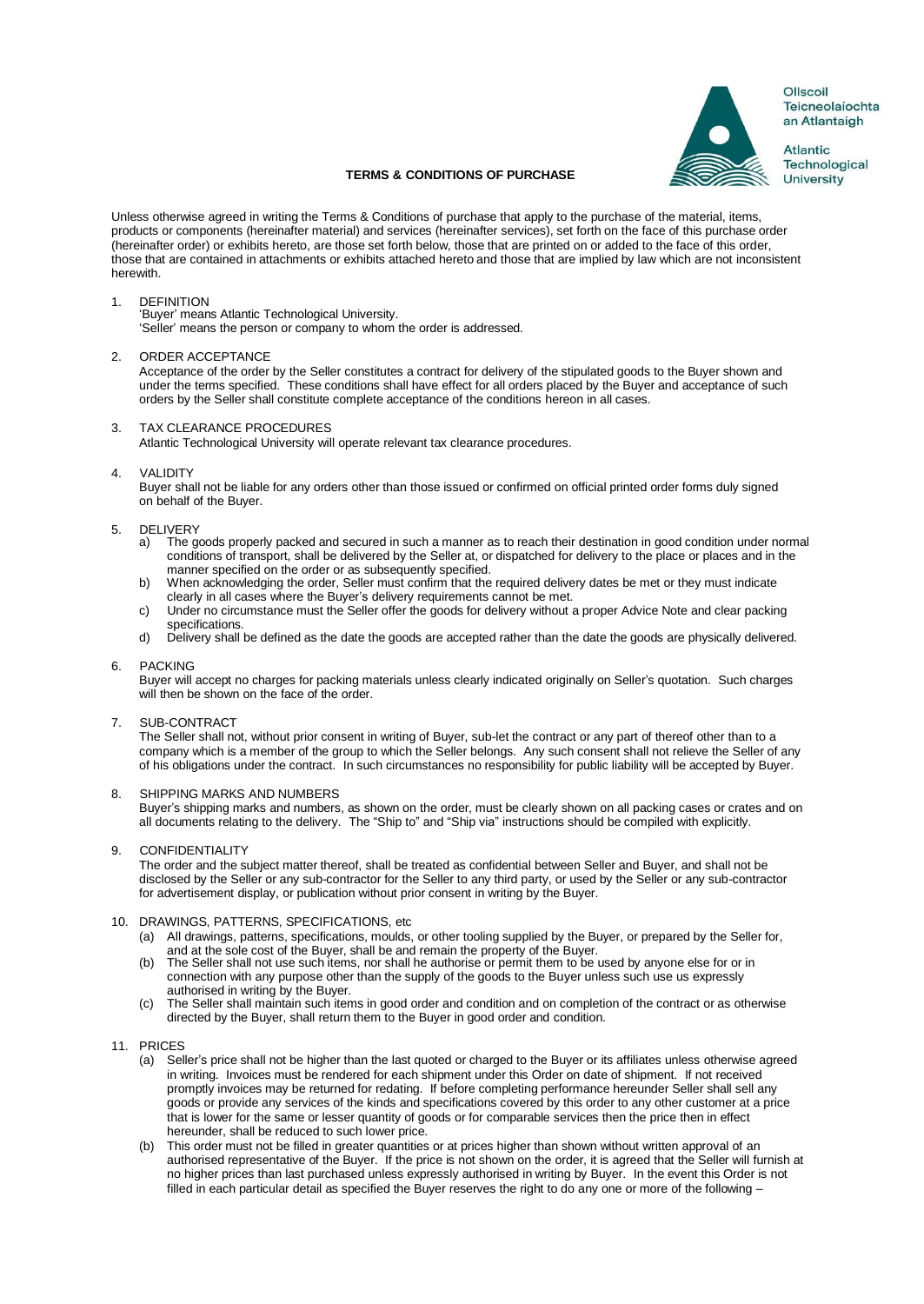Ollscoil Teicneolaíochta an Atlantaigh

Atlantic Technological University

# TERMS & CONDITIONS OF PURCHASE

Unless otherwise agreed in writing the Terms & Conditions of purchase that apply to the purchase of the material, items, products or components (hereinafter material) and services (hereinafter services), set forth on the face of this purchase order (hereinafter order) or exhibits hereto, are those set forth below, those that are printed on or added to the face of this order, those that are contained in attachments or exhibits attached hereto and those that are implied by law which are not inconsistent herewith.

1. DEFINITION
   'Buyer' means Atlantic Technological University.
   'Seller' means the person or company to whom the order is addressed.

2. ORDER ACCEPTANCE
   Acceptance of the order by the Seller constitutes a contract for delivery of the stipulated goods to the Buyer shown and under the terms specified. These conditions shall have effect for all orders placed by the Buyer and acceptance of such orders by the Seller shall constitute complete acceptance of the conditions hereon in all cases.

3. TAX CLEARANCE PROCEDURES
   Atlantic Technological University will operate relevant tax clearance procedures.

4. VALIDITY
   Buyer shall not be liable for any orders other than those issued or confirmed on official printed order forms duly signed on behalf of the Buyer.

5. DELIVERY
   a) The goods properly packed and secured in such a manner as to reach their destination in good condition under normal conditions of transport, shall be delivered by the Seller at, or dispatched for delivery to the place or places and in the manner specified on the order or as subsequently specified.
   b) When acknowledging the order, Seller must confirm that the required delivery dates be met or they must indicate clearly in all cases where the Buyer's delivery requirements cannot be met.
   c) Under no circumstance must the Seller offer the goods for delivery without a proper Advice Note and clear packing specifications.
   d) Delivery shall be defined as the date the goods are accepted rather than the date the goods are physically delivered.

6. PACKING
   Buyer will accept no charges for packing materials unless clearly indicated originally on Seller's quotation. Such charges will then be shown on the face of the order.

7. SUB-CONTRACT
   The Seller shall not, without prior consent in writing of Buyer, sub-let the contract or any part of thereof other than to a company which is a member of the group to which the Seller belongs. Any such consent shall not relieve the Seller of any of his obligations under the contract. In such circumstances no responsibility for public liability will be accepted by Buyer.

8. SHIPPING MARKS AND NUMBERS
   Buyer's shipping marks and numbers, as shown on the order, must be clearly shown on all packing cases or crates and on all documents relating to the delivery. The "Ship to" and "Ship via" instructions should be compiled with explicitly.

9. CONFIDENTIALITY
   The order and the subject matter thereof, shall be treated as confidential between Seller and Buyer, and shall not be disclosed by the Seller or any sub-contractor for the Seller to any third party, or used by the Seller or any sub-contractor for advertisement display, or publication without prior consent in writing by the Buyer.

10. DRAWINGS, PATTERNS, SPECIFICATIONS, etc
    (a) All drawings, patterns, specifications, moulds, or other tooling supplied by the Buyer, or prepared by the Seller for, and at the sole cost of the Buyer, shall be and remain the property of the Buyer.
    (b) The Seller shall not use such items, nor shall he authorise or permit them to be used by anyone else for or in connection with any purpose other than the supply of the goods to the Buyer unless such use us expressly authorised in writing by the Buyer.
    (c) The Seller shall maintain such items in good order and condition and on completion of the contract or as otherwise directed by the Buyer, shall return them to the Buyer in good order and condition.

11. PRICES
    (a) Seller's price shall not be higher than the last quoted or charged to the Buyer or its affiliates unless otherwise agreed in writing. Invoices must be rendered for each shipment under this Order on date of shipment. If not received promptly invoices may be returned for redating. If before completing performance hereunder Seller shall sell any goods or provide any services of the kinds and specifications covered by this order to any other customer at a price that is lower for the same or lesser quantity of goods or for comparable services then the price then in effect hereunder, shall be reduced to such lower price.
    (b) This order must not be filled in greater quantities or at prices higher than shown without written approval of an authorised representative of the Buyer. If the price is not shown on the order, it is agreed that the Seller will furnish at no higher prices than last purchased unless expressly authorised in writing by Buyer. In the event this Order is not filled in each particular detail as specified the Buyer reserves the right to do any one or more of the following –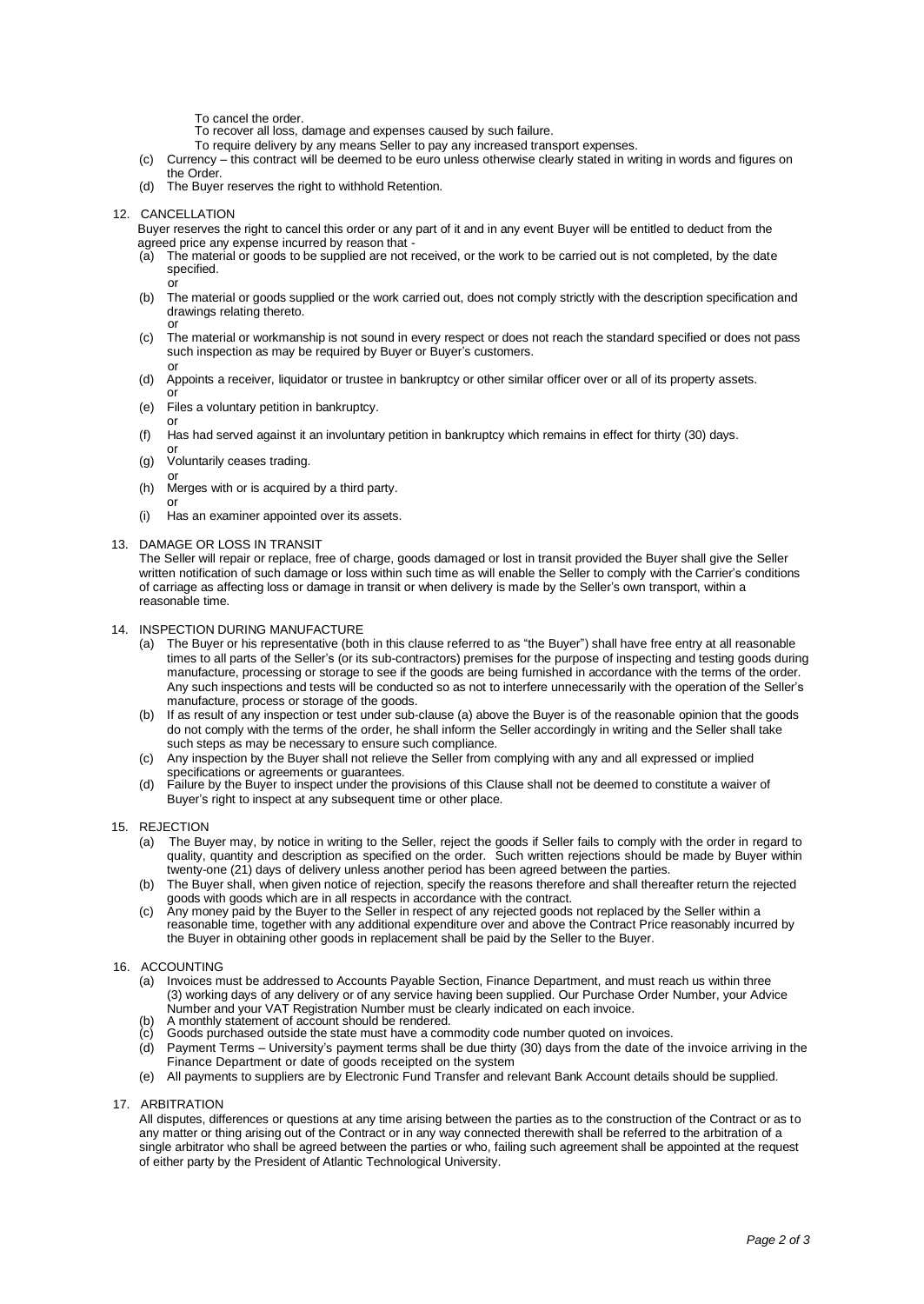To cancel the order.
To recover all loss, damage and expenses caused by such failure.
To require delivery by any means Seller to pay any increased transport expenses.

(c) Currency – this contract will be deemed to be euro unless otherwise clearly stated in writing in words and figures on the Order.

(d) The Buyer reserves the right to withhold Retention.

## 12. CANCELLATION

Buyer reserves the right to cancel this order or any part of it and in any event Buyer will be entitled to deduct from the agreed price any expense incurred by reason that -

(a) The material or goods to be supplied are not received, or the work to be carried out is not completed, by the date specified.
or
(b) The material or goods supplied or the work carried out, does not comply strictly with the description specification and drawings relating thereto.
or
(c) The material or workmanship is not sound in every respect or does not reach the standard specified or does not pass such inspection as may be required by Buyer or Buyer's customers.
or
(d) Appoints a receiver, liquidator or trustee in bankruptcy or other similar officer over or all of its property assets.
or
(e) Files a voluntary petition in bankruptcy.
or
(f) Has had served against it an involuntary petition in bankruptcy which remains in effect for thirty (30) days.
or
(g) Voluntarily ceases trading.
or
(h) Merges with or is acquired by a third party.
or
(i) Has an examiner appointed over its assets.

## 13. DAMAGE OR LOSS IN TRANSIT

The Seller will repair or replace, free of charge, goods damaged or lost in transit provided the Buyer shall give the Seller written notification of such damage or loss within such time as will enable the Seller to comply with the Carrier's conditions of carriage as affecting loss or damage in transit or when delivery is made by the Seller's own transport, within a reasonable time.

## 14. INSPECTION DURING MANUFACTURE

(a) The Buyer or his representative (both in this clause referred to as "the Buyer") shall have free entry at all reasonable times to all parts of the Seller's (or its sub-contractors) premises for the purpose of inspecting and testing goods during manufacture, processing or storage to see if the goods are being furnished in accordance with the terms of the order. Any such inspections and tests will be conducted so as not to interfere unnecessarily with the operation of the Seller's manufacture, process or storage of the goods.

(b) If as result of any inspection or test under sub-clause (a) above the Buyer is of the reasonable opinion that the goods do not comply with the terms of the order, he shall inform the Seller accordingly in writing and the Seller shall take such steps as may be necessary to ensure such compliance.

(c) Any inspection by the Buyer shall not relieve the Seller from complying with any and all expressed or implied specifications or agreements or guarantees.

(d) Failure by the Buyer to inspect under the provisions of this Clause shall not be deemed to constitute a waiver of Buyer's right to inspect at any subsequent time or other place.

## 15. REJECTION

(a) The Buyer may, by notice in writing to the Seller, reject the goods if Seller fails to comply with the order in regard to quality, quantity and description as specified on the order. Such written rejections should be made by Buyer within twenty-one (21) days of delivery unless another period has been agreed between the parties.

(b) The Buyer shall, when given notice of rejection, specify the reasons therefore and shall thereafter return the rejected goods with goods which are in all respects in accordance with the contract.

(c) Any money paid by the Buyer to the Seller in respect of any rejected goods not replaced by the Seller within a reasonable time, together with any additional expenditure over and above the Contract Price reasonably incurred by the Buyer in obtaining other goods in replacement shall be paid by the Seller to the Buyer.

## 16. ACCOUNTING

(a) Invoices must be addressed to Accounts Payable Section, Finance Department, and must reach us within three (3) working days of any delivery or of any service having been supplied. Our Purchase Order Number, your Advice Number and your VAT Registration Number must be clearly indicated on each invoice.

(b) A monthly statement of account should be rendered.

(c) Goods purchased outside the state must have a commodity code number quoted on invoices.

(d) Payment Terms – University's payment terms shall be due thirty (30) days from the date of the invoice arriving in the Finance Department or date of goods receipted on the system

(e) All payments to suppliers are by Electronic Fund Transfer and relevant Bank Account details should be supplied.

## 17. ARBITRATION

All disputes, differences or questions at any time arising between the parties as to the construction of the Contract or as to any matter or thing arising out of the Contract or in any way connected therewith shall be referred to the arbitration of a single arbitrator who shall be agreed between the parties or who, failing such agreement shall be appointed at the request of either party by the President of Atlantic Technological University.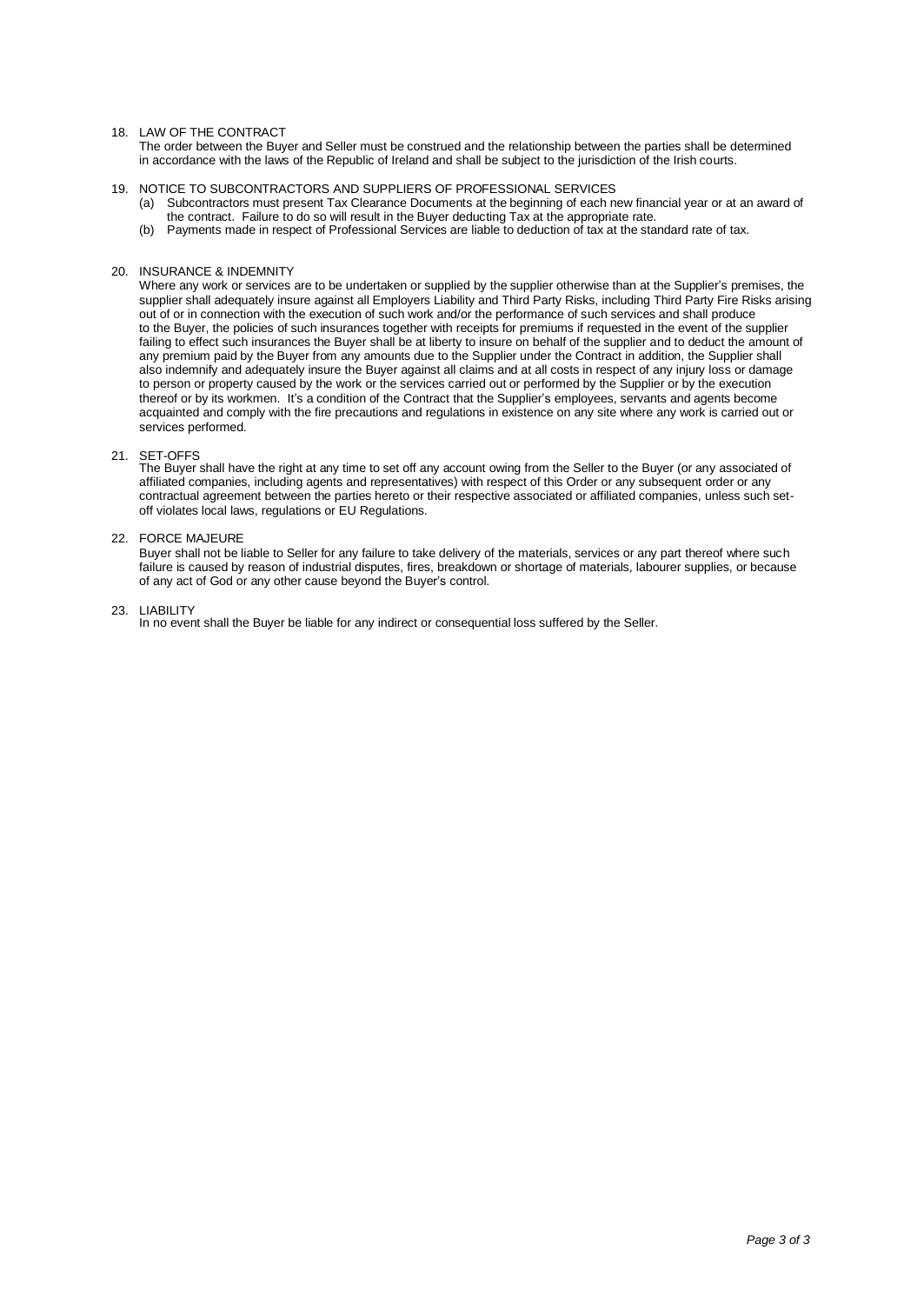18. LAW OF THE CONTRACT

    The order between the Buyer and Seller must be construed and the relationship between the parties shall be determined in accordance with the laws of the Republic of Ireland and shall be subject to the jurisdiction of the Irish courts.

19. NOTICE TO SUBCONTRACTORS AND SUPPLIERS OF PROFESSIONAL SERVICES

    (a) Subcontractors must present Tax Clearance Documents at the beginning of each new financial year or at an award of the contract. Failure to do so will result in the Buyer deducting Tax at the appropriate rate.

    (b) Payments made in respect of Professional Services are liable to deduction of tax at the standard rate of tax.

20. INSURANCE & INDEMNITY

    Where any work or services are to be undertaken or supplied by the supplier otherwise than at the Supplier's premises, the supplier shall adequately insure against all Employers Liability and Third Party Risks, including Third Party Fire Risks arising out of or in connection with the execution of such work and/or the performance of such services and shall produce to the Buyer, the policies of such insurances together with receipts for premiums if requested in the event of the supplier failing to effect such insurances the Buyer shall be at liberty to insure on behalf of the supplier and to deduct the amount of any premium paid by the Buyer from any amounts due to the Supplier under the Contract in addition, the Supplier shall also indemnify and adequately insure the Buyer against all claims and at all costs in respect of any injury loss or damage to person or property caused by the work or the services carried out or performed by the Supplier or by the execution thereof or by its workmen. It's a condition of the Contract that the Supplier's employees, servants and agents become acquainted and comply with the fire precautions and regulations in existence on any site where any work is carried out or services performed.

21. SET-OFFS

    The Buyer shall have the right at any time to set off any account owing from the Seller to the Buyer (or any associated of affiliated companies, including agents and representatives) with respect of this Order or any subsequent order or any contractual agreement between the parties hereto or their respective associated or affiliated companies, unless such set-off violates local laws, regulations or EU Regulations.

22. FORCE MAJEURE

    Buyer shall not be liable to Seller for any failure to take delivery of the materials, services or any part thereof where such failure is caused by reason of industrial disputes, fires, breakdown or shortage of materials, labourer supplies, or because of any act of God or any other cause beyond the Buyer's control.

23. LIABILITY

    In no event shall the Buyer be liable for any indirect or consequential loss suffered by the Seller.